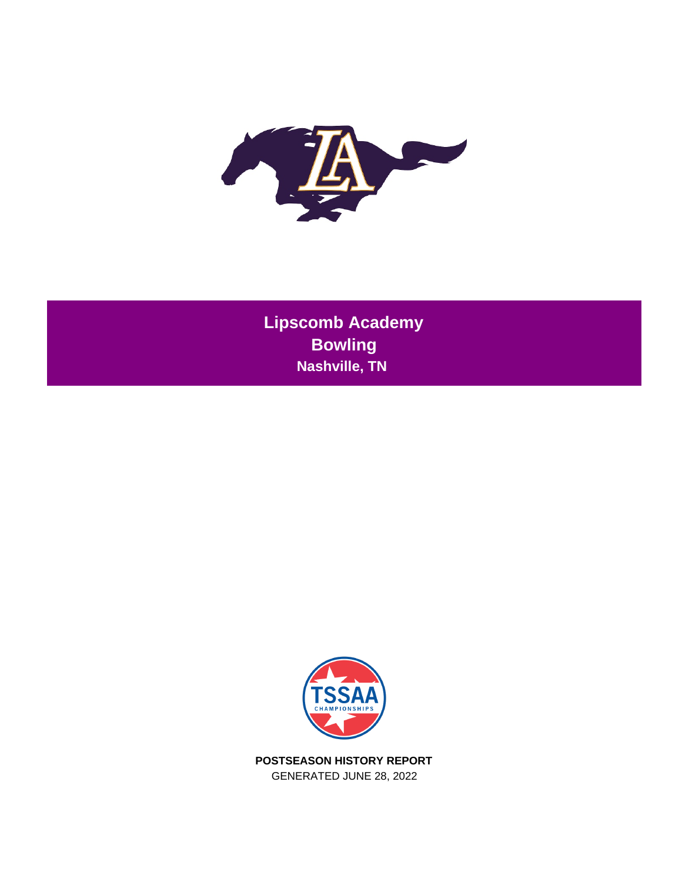# Lipscomb Academy
## Bowling
### Nashville, TN

**POSTSEASON HISTORY REPORT**

GENERATED JUNE 28, 2022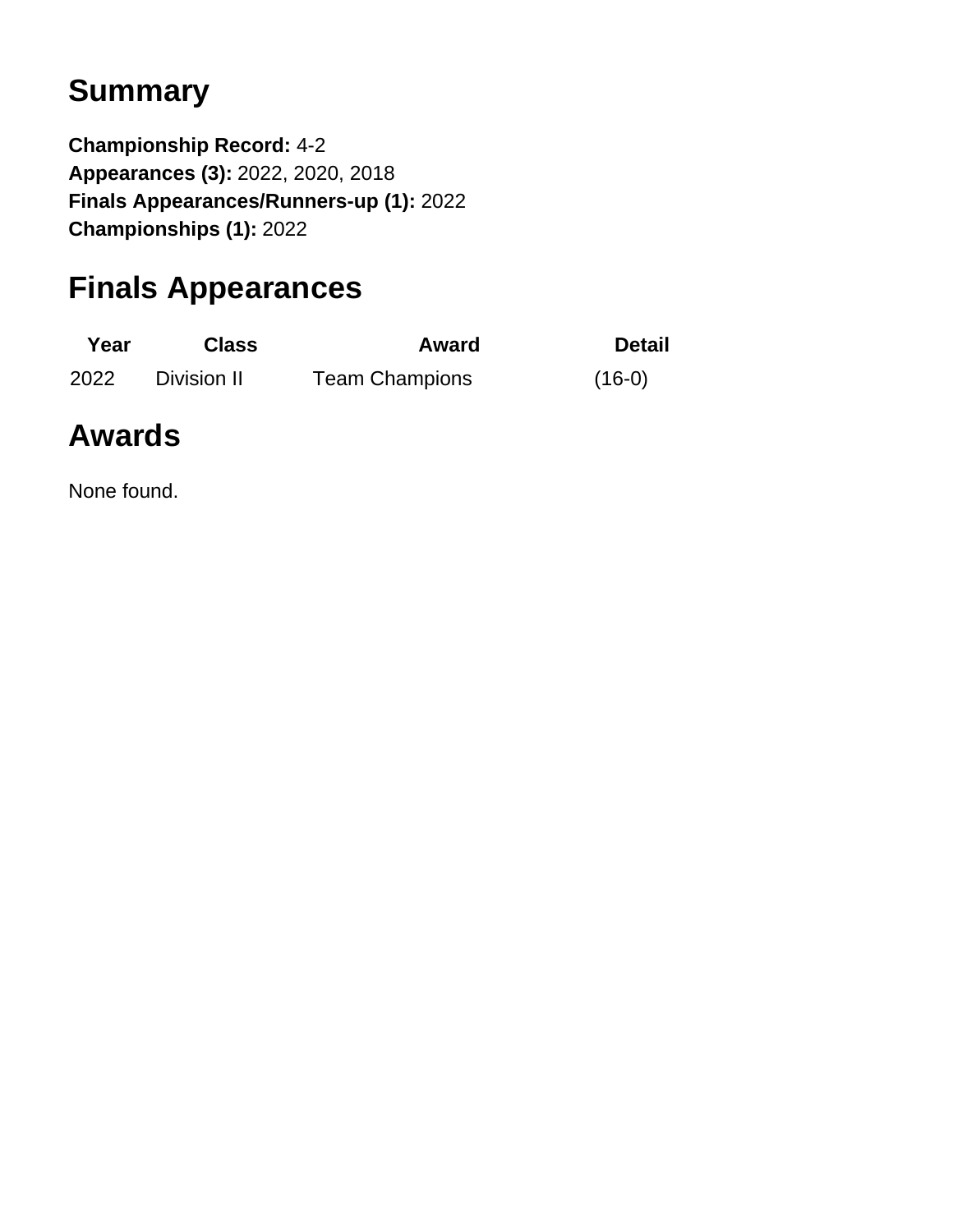## Summary

**Championship Record:** 4-2
**Appearances (3):** 2022, 2020, 2018
**Finals Appearances/Runners-up (1):** 2022
**Championships (1):** 2022

## Finals Appearances

| Year | Class | Award | Detail |
|---|---|---|---|
| 2022 | Division II | Team Champions | (16-0) |

## Awards

None found.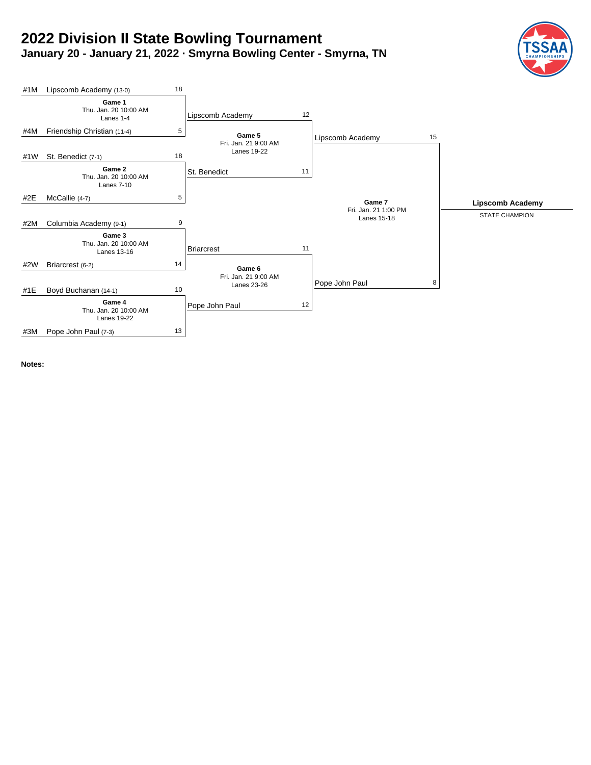# 2022 Division II State Bowling Tournament

## January 20 - January 21, 2022 · Smyrna Bowling Center - Smyrna, TN

### First Round

| Game | Date/Time | Lanes | Team | Score |
|---|---|---|---|---|
| Game 1 | Thu. Jan. 20 10:00 AM | Lanes 1-4 | #1M Lipscomb Academy (13-0) | 18 |
| | | | #4M Friendship Christian (11-4) | 5 |
| Game 2 | Thu. Jan. 20 10:00 AM | Lanes 7-10 | #1W St. Benedict (7-1) | 18 |
| | | | #2E McCallie (4-7) | 5 |
| Game 3 | Thu. Jan. 20 10:00 AM | Lanes 13-16 | #2M Columbia Academy (9-1) | 9 |
| | | | #2W Briarcrest (6-2) | 14 |
| Game 4 | Thu. Jan. 20 10:00 AM | Lanes 19-22 | #1E Boyd Buchanan (14-1) | 10 |
| | | | #3M Pope John Paul (7-3) | 13 |

### Semifinals

| Game | Date/Time | Lanes | Team | Score |
|---|---|---|---|---|
| Game 5 | Fri. Jan. 21 9:00 AM | Lanes 19-22 | Lipscomb Academy | 12 |
| | | | St. Benedict | 11 |
| Game 6 | Fri. Jan. 21 9:00 AM | Lanes 23-26 | Briarcrest | 11 |
| | | | Pope John Paul | 12 |

### Championship

| Game | Date/Time | Lanes | Team | Score |
|---|---|---|---|---|
| Game 7 | Fri. Jan. 21 1:00 PM | Lanes 15-18 | Lipscomb Academy | 15 |
| | | | Pope John Paul | 8 |

**Lipscomb Academy**

STATE CHAMPION

**Notes:**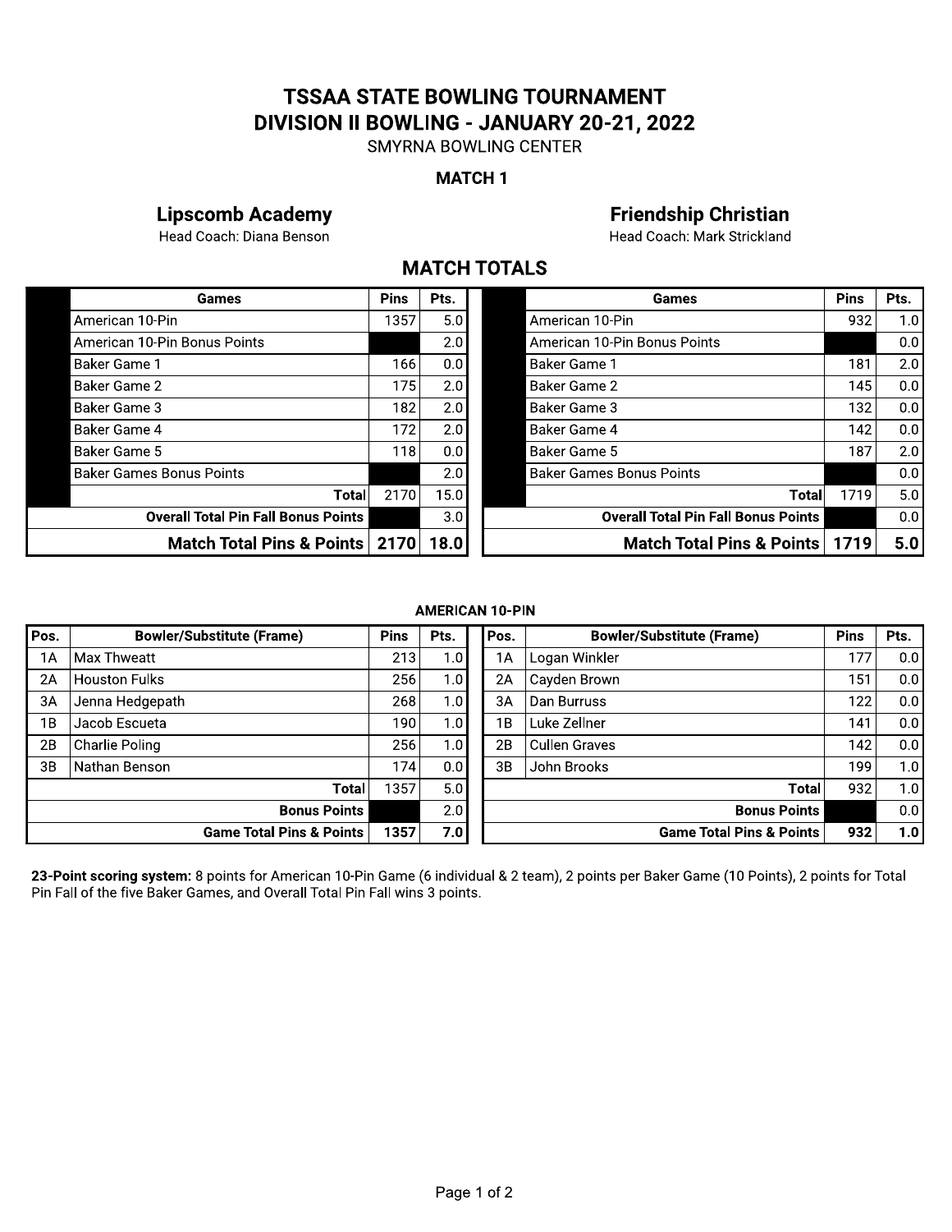# TSSAA STATE BOWLING TOURNAMENT
# DIVISION II BOWLING - JANUARY 20-21, 2022

SMYRNA BOWLING CENTER

**MATCH 1**

## MATCH TOTALS

### Lipscomb Academy

Head Coach: Diana Benson

| Games | Pins | Pts. |
|---|---|---|
| American 10-Pin | 1357 | 5.0 |
| American 10-Pin Bonus Points | | 2.0 |
| Baker Game 1 | 166 | 0.0 |
| Baker Game 2 | 175 | 2.0 |
| Baker Game 3 | 182 | 2.0 |
| Baker Game 4 | 172 | 2.0 |
| Baker Game 5 | 118 | 0.0 |
| Baker Games Bonus Points | | 2.0 |
| **Total** | 2170 | 15.0 |
| **Overall Total Pin Fall Bonus Points** | | 3.0 |
| **Match Total Pins & Points** | **2170** | **18.0** |

### Friendship Christian

Head Coach: Mark Strickland

| Games | Pins | Pts. |
|---|---|---|
| American 10-Pin | 932 | 1.0 |
| American 10-Pin Bonus Points | | 0.0 |
| Baker Game 1 | 181 | 2.0 |
| Baker Game 2 | 145 | 0.0 |
| Baker Game 3 | 132 | 0.0 |
| Baker Game 4 | 142 | 0.0 |
| Baker Game 5 | 187 | 2.0 |
| Baker Games Bonus Points | | 0.0 |
| **Total** | 1719 | 5.0 |
| **Overall Total Pin Fall Bonus Points** | | 0.0 |
| **Match Total Pins & Points** | **1719** | **5.0** |

## AMERICAN 10-PIN

### Lipscomb Academy

| Pos. | Bowler/Substitute (Frame) | Pins | Pts. |
|---|---|---|---|
| 1A | Max Thweatt | 213 | 1.0 |
| 2A | Houston Fulks | 256 | 1.0 |
| 3A | Jenna Hedgepath | 268 | 1.0 |
| 1B | Jacob Escueta | 190 | 1.0 |
| 2B | Charlie Poling | 256 | 1.0 |
| 3B | Nathan Benson | 174 | 0.0 |
| | **Total** | 1357 | 5.0 |
| | **Bonus Points** | | 2.0 |
| | **Game Total Pins & Points** | **1357** | **7.0** |

### Friendship Christian

| Pos. | Bowler/Substitute (Frame) | Pins | Pts. |
|---|---|---|---|
| 1A | Logan Winkler | 177 | 0.0 |
| 2A | Cayden Brown | 151 | 0.0 |
| 3A | Dan Burruss | 122 | 0.0 |
| 1B | Luke Zellner | 141 | 0.0 |
| 2B | Cullen Graves | 142 | 0.0 |
| 3B | John Brooks | 199 | 1.0 |
| | **Total** | 932 | 1.0 |
| | **Bonus Points** | | 0.0 |
| | **Game Total Pins & Points** | **932** | **1.0** |

**23-Point scoring system:** 8 points for American 10-Pin Game (6 individual & 2 team), 2 points per Baker Game (10 Points), 2 points for Total Pin Fall of the five Baker Games, and Overall Total Pin Fall wins 3 points.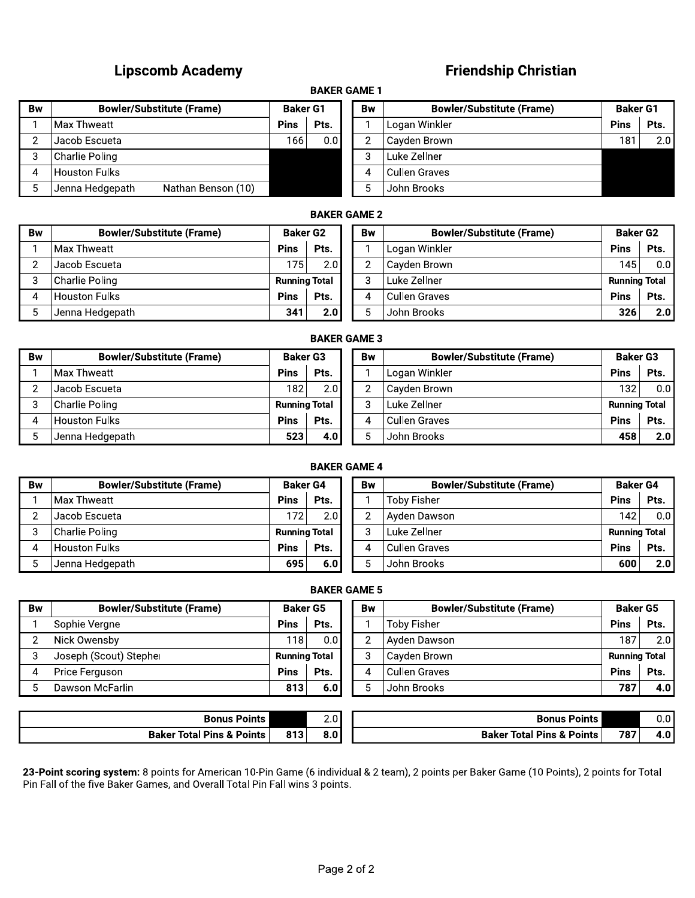## Lipscomb Academy | Friendship Christian

### BAKER GAME 1

| Bw | Bowler/Substitute (Frame) | Baker G1 | | Bw | Bowler/Substitute (Frame) | Baker G1 | |
|---|---|---|---|---|---|---|---|
| 1 | Max Thweatt | Pins | Pts. | 1 | Logan Winkler | Pins | Pts. |
| 2 | Jacob Escueta | 166 | 0.0 | 2 | Cayden Brown | 181 | 2.0 |
| 3 | Charlie Poling | | | 3 | Luke Zellner | | |
| 4 | Houston Fulks | | | 4 | Cullen Graves | | |
| 5 | Jenna Hedgepath Nathan Benson (10) | | | 5 | John Brooks | | |

### BAKER GAME 2

| Bw | Bowler/Substitute (Frame) | Baker G2 | | Bw | Bowler/Substitute (Frame) | Baker G2 | |
|---|---|---|---|---|---|---|---|
| 1 | Max Thweatt | Pins | Pts. | 1 | Logan Winkler | Pins | Pts. |
| 2 | Jacob Escueta | 175 | 2.0 | 2 | Cayden Brown | 145 | 0.0 |
| 3 | Charlie Poling | Running Total | | 3 | Luke Zellner | Running Total | |
| 4 | Houston Fulks | Pins | Pts. | 4 | Cullen Graves | Pins | Pts. |
| 5 | Jenna Hedgepath | **341** | **2.0** | 5 | John Brooks | **326** | **2.0** |

### BAKER GAME 3

| Bw | Bowler/Substitute (Frame) | Baker G3 | | Bw | Bowler/Substitute (Frame) | Baker G3 | |
|---|---|---|---|---|---|---|---|
| 1 | Max Thweatt | Pins | Pts. | 1 | Logan Winkler | Pins | Pts. |
| 2 | Jacob Escueta | 182 | 2.0 | 2 | Cayden Brown | 132 | 0.0 |
| 3 | Charlie Poling | Running Total | | 3 | Luke Zellner | Running Total | |
| 4 | Houston Fulks | Pins | Pts. | 4 | Cullen Graves | Pins | Pts. |
| 5 | Jenna Hedgepath | **523** | **4.0** | 5 | John Brooks | **458** | **2.0** |

### BAKER GAME 4

| Bw | Bowler/Substitute (Frame) | Baker G4 | | Bw | Bowler/Substitute (Frame) | Baker G4 | |
|---|---|---|---|---|---|---|---|
| 1 | Max Thweatt | Pins | Pts. | 1 | Toby Fisher | Pins | Pts. |
| 2 | Jacob Escueta | 172 | 2.0 | 2 | Ayden Dawson | 142 | 0.0 |
| 3 | Charlie Poling | Running Total | | 3 | Luke Zellner | Running Total | |
| 4 | Houston Fulks | Pins | Pts. | 4 | Cullen Graves | Pins | Pts. |
| 5 | Jenna Hedgepath | **695** | **6.0** | 5 | John Brooks | **600** | **2.0** |

### BAKER GAME 5

| Bw | Bowler/Substitute (Frame) | Baker G5 | | Bw | Bowler/Substitute (Frame) | Baker G5 | |
|---|---|---|---|---|---|---|---|
| 1 | Sophie Vergne | Pins | Pts. | 1 | Toby Fisher | Pins | Pts. |
| 2 | Nick Owensby | 118 | 0.0 | 2 | Ayden Dawson | 187 | 2.0 |
| 3 | Joseph (Scout) Stephe | Running Total | | 3 | Cayden Brown | Running Total | |
| 4 | Price Ferguson | Pins | Pts. | 4 | Cullen Graves | Pins | Pts. |
| 5 | Dawson McFarlin | **813** | **6.0** | 5 | John Brooks | **787** | **4.0** |

| | | | | | |
|---|---|---|---|---|---|
| **Bonus Points** | | 2.0 | **Bonus Points** | | 0.0 |
| **Baker Total Pins & Points** | **813** | **8.0** | **Baker Total Pins & Points** | **787** | **4.0** |

**23-Point scoring system:** 8 points for American 10-Pin Game (6 individual & 2 team), 2 points per Baker Game (10 Points), 2 points for Total Pin Fall of the five Baker Games, and Overall Total Pin Fall wins 3 points.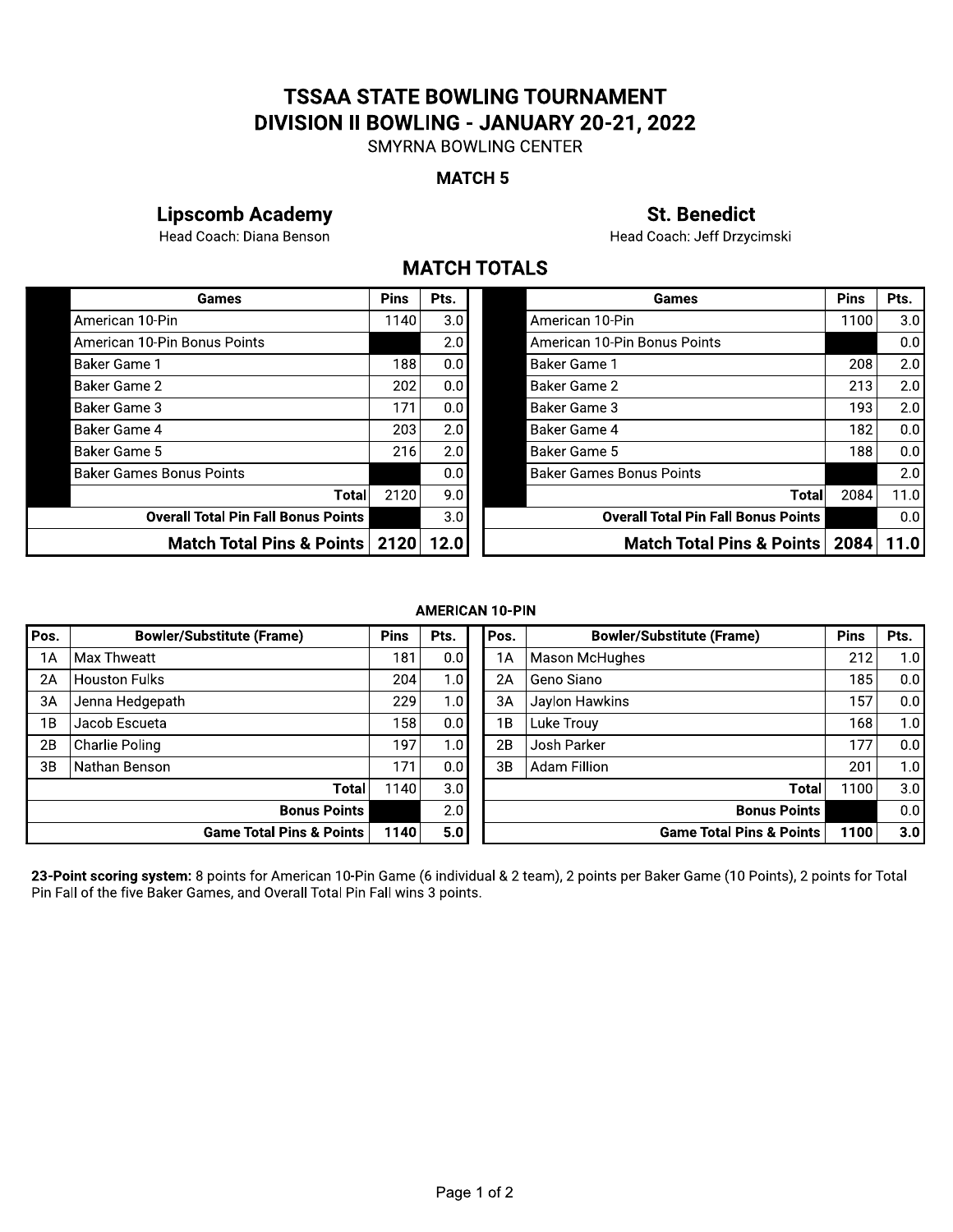# TSSAA STATE BOWLING TOURNAMENT
# DIVISION II BOWLING - JANUARY 20-21, 2022

SMYRNA BOWLING CENTER

**MATCH 5**

**Lipscomb Academy**
Head Coach: Diana Benson

**St. Benedict**
Head Coach: Jeff Drzycimski

## MATCH TOTALS

**Lipscomb Academy**

| Games | Pins | Pts. |
|---|---|---|
| American 10-Pin | 1140 | 3.0 |
| American 10-Pin Bonus Points | | 2.0 |
| Baker Game 1 | 188 | 0.0 |
| Baker Game 2 | 202 | 0.0 |
| Baker Game 3 | 171 | 0.0 |
| Baker Game 4 | 203 | 2.0 |
| Baker Game 5 | 216 | 2.0 |
| Baker Games Bonus Points | | 0.0 |
| Total | 2120 | 9.0 |
| Overall Total Pin Fall Bonus Points | | 3.0 |
| **Match Total Pins & Points** | **2120** | **12.0** |

**St. Benedict**

| Games | Pins | Pts. |
|---|---|---|
| American 10-Pin | 1100 | 3.0 |
| American 10-Pin Bonus Points | | 0.0 |
| Baker Game 1 | 208 | 2.0 |
| Baker Game 2 | 213 | 2.0 |
| Baker Game 3 | 193 | 2.0 |
| Baker Game 4 | 182 | 0.0 |
| Baker Game 5 | 188 | 0.0 |
| Baker Games Bonus Points | | 2.0 |
| Total | 2084 | 11.0 |
| Overall Total Pin Fall Bonus Points | | 0.0 |
| **Match Total Pins & Points** | **2084** | **11.0** |

**AMERICAN 10-PIN**

**Lipscomb Academy**

| Pos. | Bowler/Substitute (Frame) | Pins | Pts. |
|---|---|---|---|
| 1A | Max Thweatt | 181 | 0.0 |
| 2A | Houston Fulks | 204 | 1.0 |
| 3A | Jenna Hedgepath | 229 | 1.0 |
| 1B | Jacob Escueta | 158 | 0.0 |
| 2B | Charlie Poling | 197 | 1.0 |
| 3B | Nathan Benson | 171 | 0.0 |
| | Total | 1140 | 3.0 |
| | Bonus Points | | 2.0 |
| | **Game Total Pins & Points** | **1140** | **5.0** |

**St. Benedict**

| Pos. | Bowler/Substitute (Frame) | Pins | Pts. |
|---|---|---|---|
| 1A | Mason McHughes | 212 | 1.0 |
| 2A | Geno Siano | 185 | 0.0 |
| 3A | Jaylon Hawkins | 157 | 0.0 |
| 1B | Luke Trouy | 168 | 1.0 |
| 2B | Josh Parker | 177 | 0.0 |
| 3B | Adam Fillion | 201 | 1.0 |
| | Total | 1100 | 3.0 |
| | Bonus Points | | 0.0 |
| | **Game Total Pins & Points** | **1100** | **3.0** |

**23-Point scoring system:** 8 points for American 10-Pin Game (6 individual & 2 team), 2 points per Baker Game (10 Points), 2 points for Total Pin Fall of the five Baker Games, and Overall Total Pin Fall wins 3 points.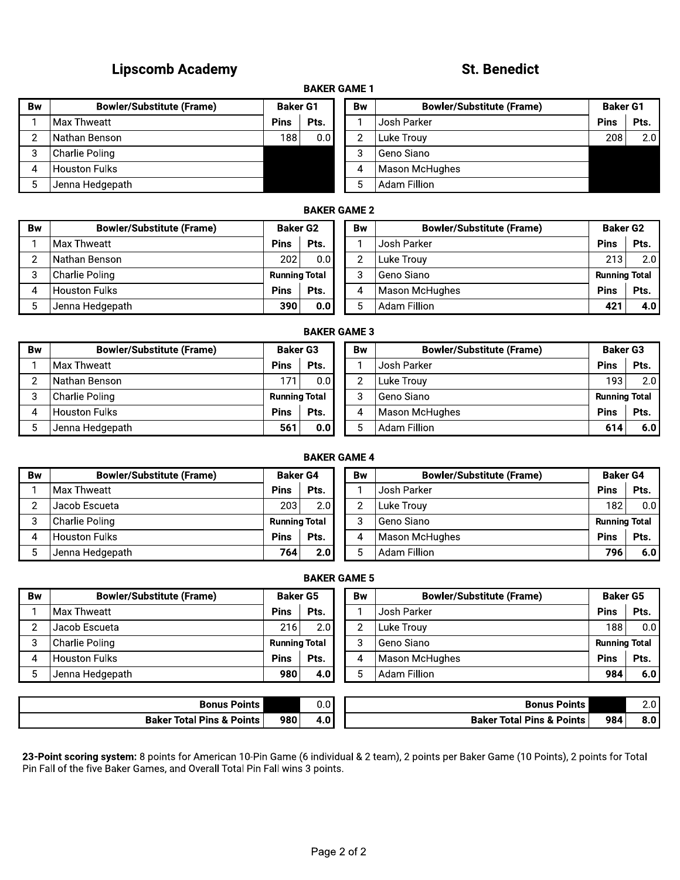## Lipscomb Academy

## St. Benedict

### BAKER GAME 1

| Bw | Bowler/Substitute (Frame) | Baker G1 | |
|---|---|---|---|
| 1 | Max Thweatt | Pins | Pts. |
| 2 | Nathan Benson | 188 | 0.0 |
| 3 | Charlie Poling | | |
| 4 | Houston Fulks | | |
| 5 | Jenna Hedgepath | | |

| Bw | Bowler/Substitute (Frame) | Baker G1 | |
|---|---|---|---|
| 1 | Josh Parker | Pins | Pts. |
| 2 | Luke Trouy | 208 | 2.0 |
| 3 | Geno Siano | | |
| 4 | Mason McHughes | | |
| 5 | Adam Fillion | | |

### BAKER GAME 2

| Bw | Bowler/Substitute (Frame) | Baker G2 | |
|---|---|---|---|
| 1 | Max Thweatt | Pins | Pts. |
| 2 | Nathan Benson | 202 | 0.0 |
| 3 | Charlie Poling | Running Total | |
| 4 | Houston Fulks | Pins | Pts. |
| 5 | Jenna Hedgepath | **390** | **0.0** |

| Bw | Bowler/Substitute (Frame) | Baker G2 | |
|---|---|---|---|
| 1 | Josh Parker | Pins | Pts. |
| 2 | Luke Trouy | 213 | 2.0 |
| 3 | Geno Siano | Running Total | |
| 4 | Mason McHughes | Pins | Pts. |
| 5 | Adam Fillion | **421** | **4.0** |

### BAKER GAME 3

| Bw | Bowler/Substitute (Frame) | Baker G3 | |
|---|---|---|---|
| 1 | Max Thweatt | Pins | Pts. |
| 2 | Nathan Benson | 171 | 0.0 |
| 3 | Charlie Poling | Running Total | |
| 4 | Houston Fulks | Pins | Pts. |
| 5 | Jenna Hedgepath | **561** | **0.0** |

| Bw | Bowler/Substitute (Frame) | Baker G3 | |
|---|---|---|---|
| 1 | Josh Parker | Pins | Pts. |
| 2 | Luke Trouy | 193 | 2.0 |
| 3 | Geno Siano | Running Total | |
| 4 | Mason McHughes | Pins | Pts. |
| 5 | Adam Fillion | **614** | **6.0** |

### BAKER GAME 4

| Bw | Bowler/Substitute (Frame) | Baker G4 | |
|---|---|---|---|
| 1 | Max Thweatt | Pins | Pts. |
| 2 | Jacob Escueta | 203 | 2.0 |
| 3 | Charlie Poling | Running Total | |
| 4 | Houston Fulks | Pins | Pts. |
| 5 | Jenna Hedgepath | **764** | **2.0** |

| Bw | Bowler/Substitute (Frame) | Baker G4 | |
|---|---|---|---|
| 1 | Josh Parker | Pins | Pts. |
| 2 | Luke Trouy | 182 | 0.0 |
| 3 | Geno Siano | Running Total | |
| 4 | Mason McHughes | Pins | Pts. |
| 5 | Adam Fillion | **796** | **6.0** |

### BAKER GAME 5

| Bw | Bowler/Substitute (Frame) | Baker G5 | |
|---|---|---|---|
| 1 | Max Thweatt | Pins | Pts. |
| 2 | Jacob Escueta | 216 | 2.0 |
| 3 | Charlie Poling | Running Total | |
| 4 | Houston Fulks | Pins | Pts. |
| 5 | Jenna Hedgepath | **980** | **4.0** |

| Bw | Bowler/Substitute (Frame) | Baker G5 | |
|---|---|---|---|
| 1 | Josh Parker | Pins | Pts. |
| 2 | Luke Trouy | 188 | 0.0 |
| 3 | Geno Siano | Running Total | |
| 4 | Mason McHughes | Pins | Pts. |
| 5 | Adam Fillion | **984** | **6.0** |

| Lipscomb Academy | | |
|---|---|---|
| **Bonus Points** | | 0.0 |
| **Baker Total Pins & Points** | **980** | **4.0** |

| St. Benedict | | |
|---|---|---|
| **Bonus Points** | | 2.0 |
| **Baker Total Pins & Points** | **984** | **8.0** |

**23-Point scoring system:** 8 points for American 10-Pin Game (6 individual & 2 team), 2 points per Baker Game (10 Points), 2 points for Total Pin Fall of the five Baker Games, and Overall Total Pin Fall wins 3 points.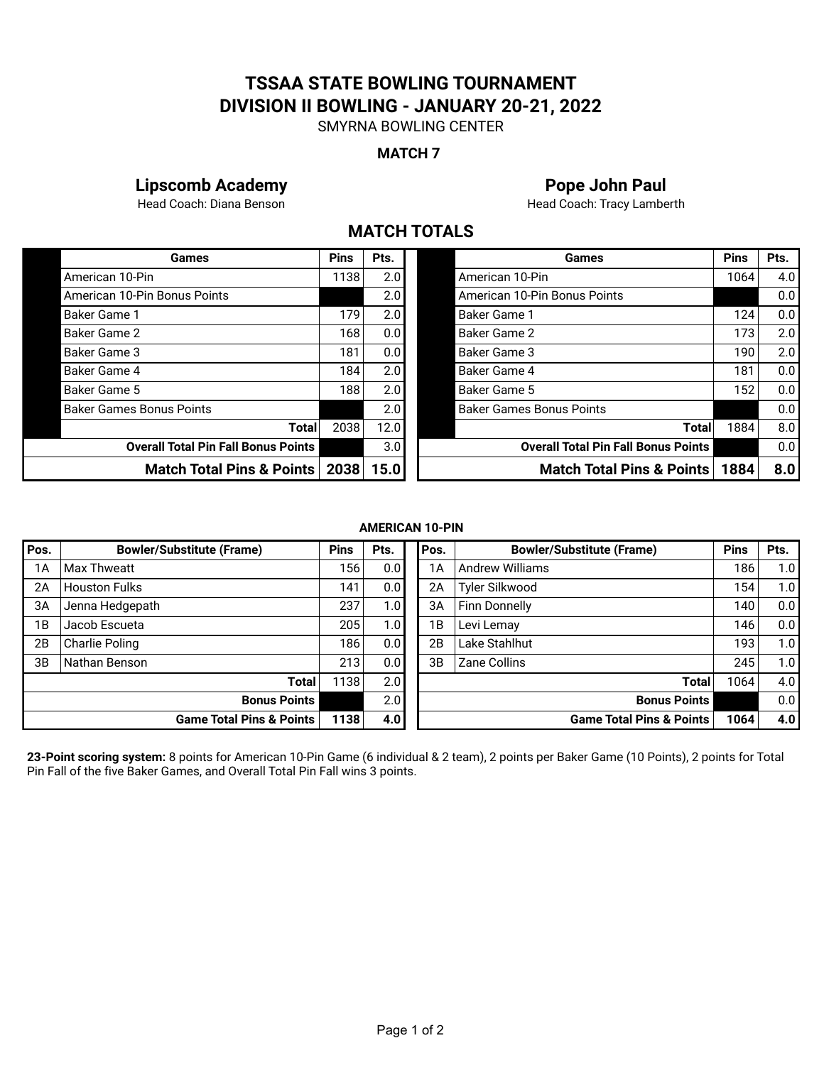# TSSAA STATE BOWLING TOURNAMENT

## DIVISION II BOWLING - JANUARY 20-21, 2022

SMYRNA BOWLING CENTER

**MATCH 7**

**Lipscomb Academy**
Head Coach: Diana Benson

**Pope John Paul**
Head Coach: Tracy Lamberth

## MATCH TOTALS

**Lipscomb Academy**

| Games | Pins | Pts. |
|---|---|---|
| American 10-Pin | 1138 | 2.0 |
| American 10-Pin Bonus Points | | 2.0 |
| Baker Game 1 | 179 | 2.0 |
| Baker Game 2 | 168 | 0.0 |
| Baker Game 3 | 181 | 0.0 |
| Baker Game 4 | 184 | 2.0 |
| Baker Game 5 | 188 | 2.0 |
| Baker Games Bonus Points | | 2.0 |
| **Total** | 2038 | 12.0 |
| **Overall Total Pin Fall Bonus Points** | | 3.0 |
| **Match Total Pins & Points** | **2038** | **15.0** |

**Pope John Paul**

| Games | Pins | Pts. |
|---|---|---|
| American 10-Pin | 1064 | 4.0 |
| American 10-Pin Bonus Points | | 0.0 |
| Baker Game 1 | 124 | 0.0 |
| Baker Game 2 | 173 | 2.0 |
| Baker Game 3 | 190 | 2.0 |
| Baker Game 4 | 181 | 0.0 |
| Baker Game 5 | 152 | 0.0 |
| Baker Games Bonus Points | | 0.0 |
| **Total** | 1884 | 8.0 |
| **Overall Total Pin Fall Bonus Points** | | 0.0 |
| **Match Total Pins & Points** | **1884** | **8.0** |

**AMERICAN 10-PIN**

**Lipscomb Academy**

| Pos. | Bowler/Substitute (Frame) | Pins | Pts. |
|---|---|---|---|
| 1A | Max Thweatt | 156 | 0.0 |
| 2A | Houston Fulks | 141 | 0.0 |
| 3A | Jenna Hedgepath | 237 | 1.0 |
| 1B | Jacob Escueta | 205 | 1.0 |
| 2B | Charlie Poling | 186 | 0.0 |
| 3B | Nathan Benson | 213 | 0.0 |
| | **Total** | 1138 | 2.0 |
| | **Bonus Points** | | 2.0 |
| | **Game Total Pins & Points** | **1138** | **4.0** |

**Pope John Paul**

| Pos. | Bowler/Substitute (Frame) | Pins | Pts. |
|---|---|---|---|
| 1A | Andrew Williams | 186 | 1.0 |
| 2A | Tyler Silkwood | 154 | 1.0 |
| 3A | Finn Donnelly | 140 | 0.0 |
| 1B | Levi Lemay | 146 | 0.0 |
| 2B | Lake Stahlhut | 193 | 1.0 |
| 3B | Zane Collins | 245 | 1.0 |
| | **Total** | 1064 | 4.0 |
| | **Bonus Points** | | 0.0 |
| | **Game Total Pins & Points** | **1064** | **4.0** |

**23-Point scoring system:** 8 points for American 10-Pin Game (6 individual & 2 team), 2 points per Baker Game (10 Points), 2 points for Total Pin Fall of the five Baker Games, and Overall Total Pin Fall wins 3 points.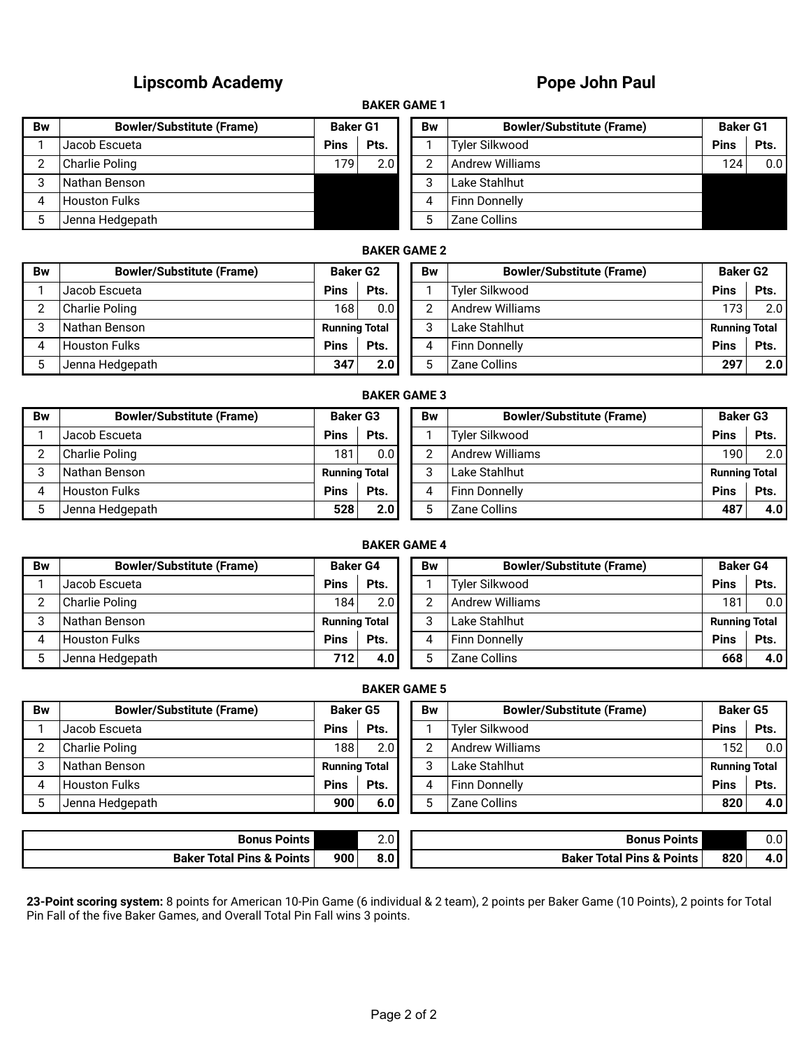## Lipscomb Academy vs. Pope John Paul

### BAKER GAME 1

**Lipscomb Academy**

| Bw | Bowler/Substitute (Frame) | Baker G1 | |
|---|---|---|---|
| 1 | Jacob Escueta | Pins | Pts. |
| 2 | Charlie Poling | 179 | 2.0 |
| 3 | Nathan Benson | | |
| 4 | Houston Fulks | | |
| 5 | Jenna Hedgepath | | |

**Pope John Paul**

| Bw | Bowler/Substitute (Frame) | Baker G1 | |
|---|---|---|---|
| 1 | Tyler Silkwood | Pins | Pts. |
| 2 | Andrew Williams | 124 | 0.0 |
| 3 | Lake Stahlhut | | |
| 4 | Finn Donnelly | | |
| 5 | Zane Collins | | |

### BAKER GAME 2

**Lipscomb Academy**

| Bw | Bowler/Substitute (Frame) | Baker G2 | |
|---|---|---|---|
| 1 | Jacob Escueta | Pins | Pts. |
| 2 | Charlie Poling | 168 | 0.0 |
| 3 | Nathan Benson | Running Total | |
| 4 | Houston Fulks | Pins | Pts. |
| 5 | Jenna Hedgepath | **347** | **2.0** |

**Pope John Paul**

| Bw | Bowler/Substitute (Frame) | Baker G2 | |
|---|---|---|---|
| 1 | Tyler Silkwood | Pins | Pts. |
| 2 | Andrew Williams | 173 | 2.0 |
| 3 | Lake Stahlhut | Running Total | |
| 4 | Finn Donnelly | Pins | Pts. |
| 5 | Zane Collins | **297** | **2.0** |

### BAKER GAME 3

**Lipscomb Academy**

| Bw | Bowler/Substitute (Frame) | Baker G3 | |
|---|---|---|---|
| 1 | Jacob Escueta | Pins | Pts. |
| 2 | Charlie Poling | 181 | 0.0 |
| 3 | Nathan Benson | Running Total | |
| 4 | Houston Fulks | Pins | Pts. |
| 5 | Jenna Hedgepath | **528** | **2.0** |

**Pope John Paul**

| Bw | Bowler/Substitute (Frame) | Baker G3 | |
|---|---|---|---|
| 1 | Tyler Silkwood | Pins | Pts. |
| 2 | Andrew Williams | 190 | 2.0 |
| 3 | Lake Stahlhut | Running Total | |
| 4 | Finn Donnelly | Pins | Pts. |
| 5 | Zane Collins | **487** | **4.0** |

### BAKER GAME 4

**Lipscomb Academy**

| Bw | Bowler/Substitute (Frame) | Baker G4 | |
|---|---|---|---|
| 1 | Jacob Escueta | Pins | Pts. |
| 2 | Charlie Poling | 184 | 2.0 |
| 3 | Nathan Benson | Running Total | |
| 4 | Houston Fulks | Pins | Pts. |
| 5 | Jenna Hedgepath | **712** | **4.0** |

**Pope John Paul**

| Bw | Bowler/Substitute (Frame) | Baker G4 | |
|---|---|---|---|
| 1 | Tyler Silkwood | Pins | Pts. |
| 2 | Andrew Williams | 181 | 0.0 |
| 3 | Lake Stahlhut | Running Total | |
| 4 | Finn Donnelly | Pins | Pts. |
| 5 | Zane Collins | **668** | **4.0** |

### BAKER GAME 5

**Lipscomb Academy**

| Bw | Bowler/Substitute (Frame) | Baker G5 | |
|---|---|---|---|
| 1 | Jacob Escueta | Pins | Pts. |
| 2 | Charlie Poling | 188 | 2.0 |
| 3 | Nathan Benson | Running Total | |
| 4 | Houston Fulks | Pins | Pts. |
| 5 | Jenna Hedgepath | **900** | **6.0** |

**Pope John Paul**

| Bw | Bowler/Substitute (Frame) | Baker G5 | |
|---|---|---|---|
| 1 | Tyler Silkwood | Pins | Pts. |
| 2 | Andrew Williams | 152 | 0.0 |
| 3 | Lake Stahlhut | Running Total | |
| 4 | Finn Donnelly | Pins | Pts. |
| 5 | Zane Collins | **820** | **4.0** |

### Totals

| Team | | Pins | Pts. |
|---|---|---|---|
| Lipscomb Academy | **Bonus Points** | | 2.0 |
| Lipscomb Academy | **Baker Total Pins & Points** | **900** | **8.0** |
| Pope John Paul | **Bonus Points** | | 0.0 |
| Pope John Paul | **Baker Total Pins & Points** | **820** | **4.0** |

**23-Point scoring system:** 8 points for American 10-Pin Game (6 individual & 2 team), 2 points per Baker Game (10 Points), 2 points for Total Pin Fall of the five Baker Games, and Overall Total Pin Fall wins 3 points.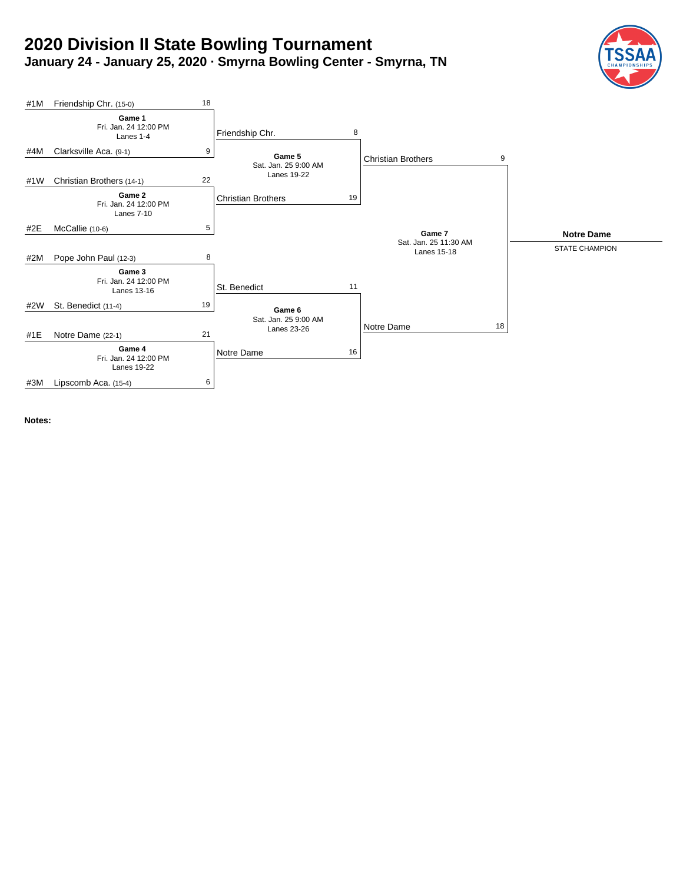# 2020 Division II State Bowling Tournament

## January 24 - January 25, 2020 · Smyrna Bowling Center - Smyrna, TN

### First Round

| Game | Date/Time | Lanes | Team | Score |
|---|---|---|---|---|
| Game 1 | Fri. Jan. 24 12:00 PM | Lanes 1-4 | #1M Friendship Chr. (15-0) | 18 |
| | | | #4M Clarksville Aca. (9-1) | 9 |
| Game 2 | Fri. Jan. 24 12:00 PM | Lanes 7-10 | #1W Christian Brothers (14-1) | 22 |
| | | | #2E McCallie (10-6) | 5 |
| Game 3 | Fri. Jan. 24 12:00 PM | Lanes 13-16 | #2M Pope John Paul (12-3) | 8 |
| | | | #2W St. Benedict (11-4) | 19 |
| Game 4 | Fri. Jan. 24 12:00 PM | Lanes 19-22 | #1E Notre Dame (22-1) | 21 |
| | | | #3M Lipscomb Aca. (15-4) | 6 |

### Semifinals

| Game | Date/Time | Lanes | Team | Score |
|---|---|---|---|---|
| Game 5 | Sat. Jan. 25 9:00 AM | Lanes 19-22 | Friendship Chr. | 8 |
| | | | Christian Brothers | 19 |
| Game 6 | Sat. Jan. 25 9:00 AM | Lanes 23-26 | St. Benedict | 11 |
| | | | Notre Dame | 16 |

### Final

| Game | Date/Time | Lanes | Team | Score |
|---|---|---|---|---|
| Game 7 | Sat. Jan. 25 11:30 AM | Lanes 15-18 | Christian Brothers | 9 |
| | | | Notre Dame | 18 |

**Notre Dame**

STATE CHAMPION

**Notes:**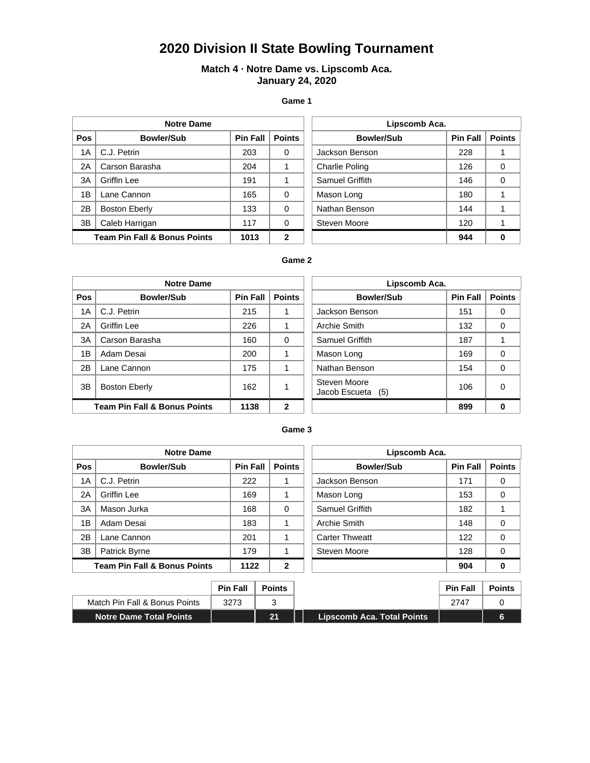# 2020 Division II State Bowling Tournament

**Match 4 · Notre Dame vs. Lipscomb Aca.**
**January 24, 2020**

### Game 1

| Notre Dame | | | | Lipscomb Aca. | | |
|---|---|---|---|---|---|---|
| Pos | Bowler/Sub | Pin Fall | Points | Bowler/Sub | Pin Fall | Points |
| 1A | C.J. Petrin | 203 | 0 | Jackson Benson | 228 | 1 |
| 2A | Carson Barasha | 204 | 1 | Charlie Poling | 126 | 0 |
| 3A | Griffin Lee | 191 | 1 | Samuel Griffith | 146 | 0 |
| 1B | Lane Cannon | 165 | 0 | Mason Long | 180 | 1 |
| 2B | Boston Eberly | 133 | 0 | Nathan Benson | 144 | 1 |
| 3B | Caleb Harrigan | 117 | 0 | Steven Moore | 120 | 1 |
| **Team Pin Fall & Bonus Points** | | **1013** | **2** | | **944** | **0** |

### Game 2

| Notre Dame | | | | Lipscomb Aca. | | |
|---|---|---|---|---|---|---|
| Pos | Bowler/Sub | Pin Fall | Points | Bowler/Sub | Pin Fall | Points |
| 1A | C.J. Petrin | 215 | 1 | Jackson Benson | 151 | 0 |
| 2A | Griffin Lee | 226 | 1 | Archie Smith | 132 | 0 |
| 3A | Carson Barasha | 160 | 0 | Samuel Griffith | 187 | 1 |
| 1B | Adam Desai | 200 | 1 | Mason Long | 169 | 0 |
| 2B | Lane Cannon | 175 | 1 | Nathan Benson | 154 | 0 |
| 3B | Boston Eberly | 162 | 1 | Steven Moore<br>Jacob Escueta (5) | 106 | 0 |
| **Team Pin Fall & Bonus Points** | | **1138** | **2** | | **899** | **0** |

### Game 3

| Notre Dame | | | | Lipscomb Aca. | | |
|---|---|---|---|---|---|---|
| Pos | Bowler/Sub | Pin Fall | Points | Bowler/Sub | Pin Fall | Points |
| 1A | C.J. Petrin | 222 | 1 | Jackson Benson | 171 | 0 |
| 2A | Griffin Lee | 169 | 1 | Mason Long | 153 | 0 |
| 3A | Mason Jurka | 168 | 0 | Samuel Griffith | 182 | 1 |
| 1B | Adam Desai | 183 | 1 | Archie Smith | 148 | 0 |
| 2B | Lane Cannon | 201 | 1 | Carter Thweatt | 122 | 0 |
| 3B | Patrick Byrne | 179 | 1 | Steven Moore | 128 | 0 |
| **Team Pin Fall & Bonus Points** | | **1122** | **2** | | **904** | **0** |

| | Pin Fall | Points | | Pin Fall | Points |
|---|---|---|---|---|---|
| Match Pin Fall & Bonus Points | 3273 | 3 | | 2747 | 0 |
| **Notre Dame Total Points** | | **21** | **Lipscomb Aca. Total Points** | | **6** |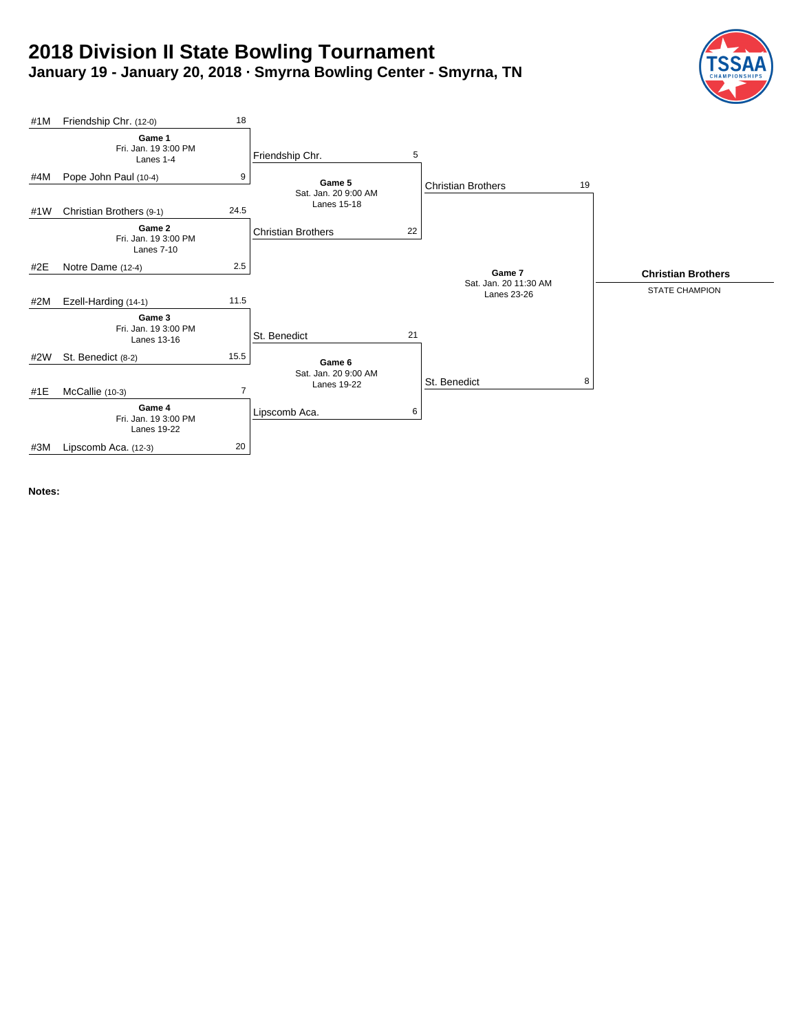# 2018 Division II State Bowling Tournament

## January 19 - January 20, 2018 · Smyrna Bowling Center - Smyrna, TN

### First Round

| Seed | Team | Score | Game |
|---|---|---|---|
| #1M | Friendship Chr. (12-0) | 18 | **Game 1** Fri. Jan. 19 3:00 PM Lanes 1-4 |
| #4M | Pope John Paul (10-4) | 9 | |
| #1W | Christian Brothers (9-1) | 24.5 | **Game 2** Fri. Jan. 19 3:00 PM Lanes 7-10 |
| #2E | Notre Dame (12-4) | 2.5 | |
| #2M | Ezell-Harding (14-1) | 11.5 | **Game 3** Fri. Jan. 19 3:00 PM Lanes 13-16 |
| #2W | St. Benedict (8-2) | 15.5 | |
| #1E | McCallie (10-3) | 7 | **Game 4** Fri. Jan. 19 3:00 PM Lanes 19-22 |
| #3M | Lipscomb Aca. (12-3) | 20 | |

### Semifinals

| Team | Score | Game |
|---|---|---|
| Friendship Chr. | 5 | **Game 5** Sat. Jan. 20 9:00 AM Lanes 15-18 |
| Christian Brothers | 22 | |
| St. Benedict | 21 | **Game 6** Sat. Jan. 20 9:00 AM Lanes 19-22 |
| Lipscomb Aca. | 6 | |

### Final

| Team | Score | Game |
|---|---|---|
| Christian Brothers | 19 | **Game 7** Sat. Jan. 20 11:30 AM Lanes 23-26 |
| St. Benedict | 8 | |

**Christian Brothers**

STATE CHAMPION

**Notes:**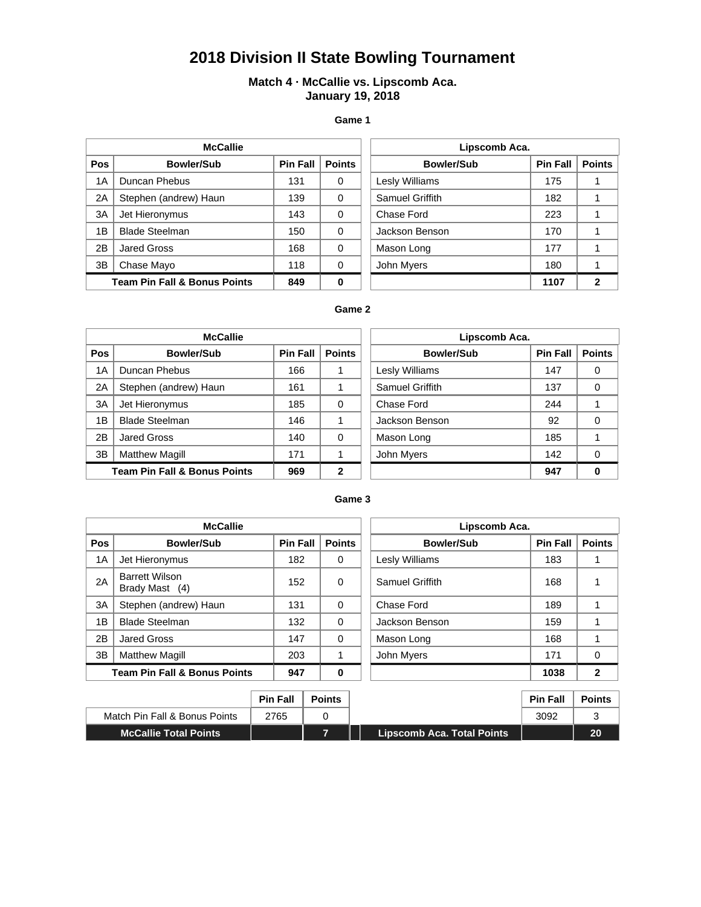# 2018 Division II State Bowling Tournament

**Match 4 · McCallie vs. Lipscomb Aca.**
**January 19, 2018**

**Game 1**

| McCallie | | | | Lipscomb Aca. | | |
|---|---|---|---|---|---|---|
| Pos | Bowler/Sub | Pin Fall | Points | Bowler/Sub | Pin Fall | Points |
| 1A | Duncan Phebus | 131 | 0 | Lesly Williams | 175 | 1 |
| 2A | Stephen (andrew) Haun | 139 | 0 | Samuel Griffith | 182 | 1 |
| 3A | Jet Hieronymus | 143 | 0 | Chase Ford | 223 | 1 |
| 1B | Blade Steelman | 150 | 0 | Jackson Benson | 170 | 1 |
| 2B | Jared Gross | 168 | 0 | Mason Long | 177 | 1 |
| 3B | Chase Mayo | 118 | 0 | John Myers | 180 | 1 |
| | **Team Pin Fall & Bonus Points** | **849** | **0** | | **1107** | **2** |

**Game 2**

| McCallie | | | | Lipscomb Aca. | | |
|---|---|---|---|---|---|---|
| Pos | Bowler/Sub | Pin Fall | Points | Bowler/Sub | Pin Fall | Points |
| 1A | Duncan Phebus | 166 | 1 | Lesly Williams | 147 | 0 |
| 2A | Stephen (andrew) Haun | 161 | 1 | Samuel Griffith | 137 | 0 |
| 3A | Jet Hieronymus | 185 | 0 | Chase Ford | 244 | 1 |
| 1B | Blade Steelman | 146 | 1 | Jackson Benson | 92 | 0 |
| 2B | Jared Gross | 140 | 0 | Mason Long | 185 | 1 |
| 3B | Matthew Magill | 171 | 1 | John Myers | 142 | 0 |
| | **Team Pin Fall & Bonus Points** | **969** | **2** | | **947** | **0** |

**Game 3**

| McCallie | | | | Lipscomb Aca. | | |
|---|---|---|---|---|---|---|
| Pos | Bowler/Sub | Pin Fall | Points | Bowler/Sub | Pin Fall | Points |
| 1A | Jet Hieronymus | 182 | 0 | Lesly Williams | 183 | 1 |
| 2A | Barrett Wilson<br>Brady Mast (4) | 152 | 0 | Samuel Griffith | 168 | 1 |
| 3A | Stephen (andrew) Haun | 131 | 0 | Chase Ford | 189 | 1 |
| 1B | Blade Steelman | 132 | 0 | Jackson Benson | 159 | 1 |
| 2B | Jared Gross | 147 | 0 | Mason Long | 168 | 1 |
| 3B | Matthew Magill | 203 | 1 | John Myers | 171 | 0 |
| | **Team Pin Fall & Bonus Points** | **947** | **0** | | **1038** | **2** |

| | Pin Fall | Points | | Pin Fall | Points |
|---|---|---|---|---|---|
| Match Pin Fall & Bonus Points | 2765 | 0 | | 3092 | 3 |
| **McCallie Total Points** | | **7** | **Lipscomb Aca. Total Points** | | **20** |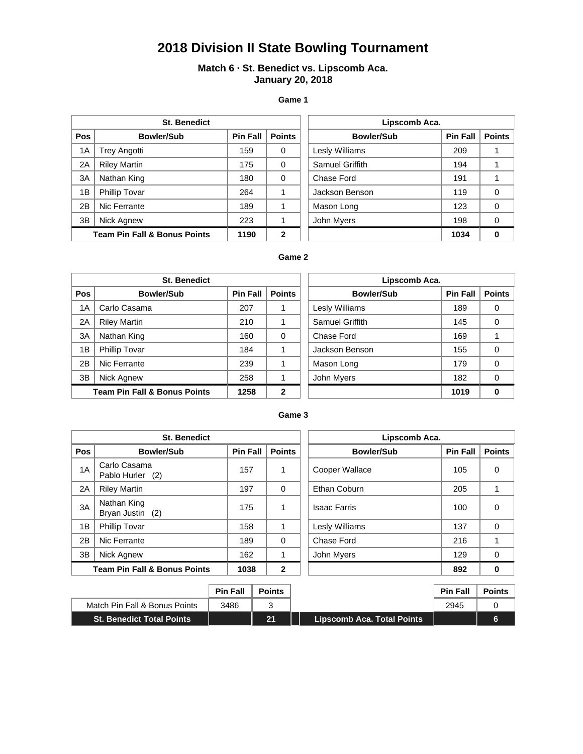# 2018 Division II State Bowling Tournament

### Match 6 · St. Benedict vs. Lipscomb Aca.
### January 20, 2018

#### Game 1

| St. Benedict | | | | Lipscomb Aca. | | |
|---|---|---|---|---|---|---|
| Pos | Bowler/Sub | Pin Fall | Points | Bowler/Sub | Pin Fall | Points |
| 1A | Trey Angotti | 159 | 0 | Lesly Williams | 209 | 1 |
| 2A | Riley Martin | 175 | 0 | Samuel Griffith | 194 | 1 |
| 3A | Nathan King | 180 | 0 | Chase Ford | 191 | 1 |
| 1B | Phillip Tovar | 264 | 1 | Jackson Benson | 119 | 0 |
| 2B | Nic Ferrante | 189 | 1 | Mason Long | 123 | 0 |
| 3B | Nick Agnew | 223 | 1 | John Myers | 198 | 0 |
| **Team Pin Fall & Bonus Points** | | **1190** | **2** | | **1034** | **0** |

#### Game 2

| St. Benedict | | | | Lipscomb Aca. | | |
|---|---|---|---|---|---|---|
| Pos | Bowler/Sub | Pin Fall | Points | Bowler/Sub | Pin Fall | Points |
| 1A | Carlo Casama | 207 | 1 | Lesly Williams | 189 | 0 |
| 2A | Riley Martin | 210 | 1 | Samuel Griffith | 145 | 0 |
| 3A | Nathan King | 160 | 0 | Chase Ford | 169 | 1 |
| 1B | Phillip Tovar | 184 | 1 | Jackson Benson | 155 | 0 |
| 2B | Nic Ferrante | 239 | 1 | Mason Long | 179 | 0 |
| 3B | Nick Agnew | 258 | 1 | John Myers | 182 | 0 |
| **Team Pin Fall & Bonus Points** | | **1258** | **2** | | **1019** | **0** |

#### Game 3

| St. Benedict | | | | Lipscomb Aca. | | |
|---|---|---|---|---|---|---|
| Pos | Bowler/Sub | Pin Fall | Points | Bowler/Sub | Pin Fall | Points |
| 1A | Carlo Casama<br>Pablo Hurler (2) | 157 | 1 | Cooper Wallace | 105 | 0 |
| 2A | Riley Martin | 197 | 0 | Ethan Coburn | 205 | 1 |
| 3A | Nathan King<br>Bryan Justin (2) | 175 | 1 | Isaac Farris | 100 | 0 |
| 1B | Phillip Tovar | 158 | 1 | Lesly Williams | 137 | 0 |
| 2B | Nic Ferrante | 189 | 0 | Chase Ford | 216 | 1 |
| 3B | Nick Agnew | 162 | 1 | John Myers | 129 | 0 |
| **Team Pin Fall & Bonus Points** | | **1038** | **2** | | **892** | **0** |

| | Pin Fall | Points | | Pin Fall | Points |
|---|---|---|---|---|---|
| Match Pin Fall & Bonus Points | 3486 | 3 | | 2945 | 0 |
| **St. Benedict Total Points** | | **21** | **Lipscomb Aca. Total Points** | | **6** |